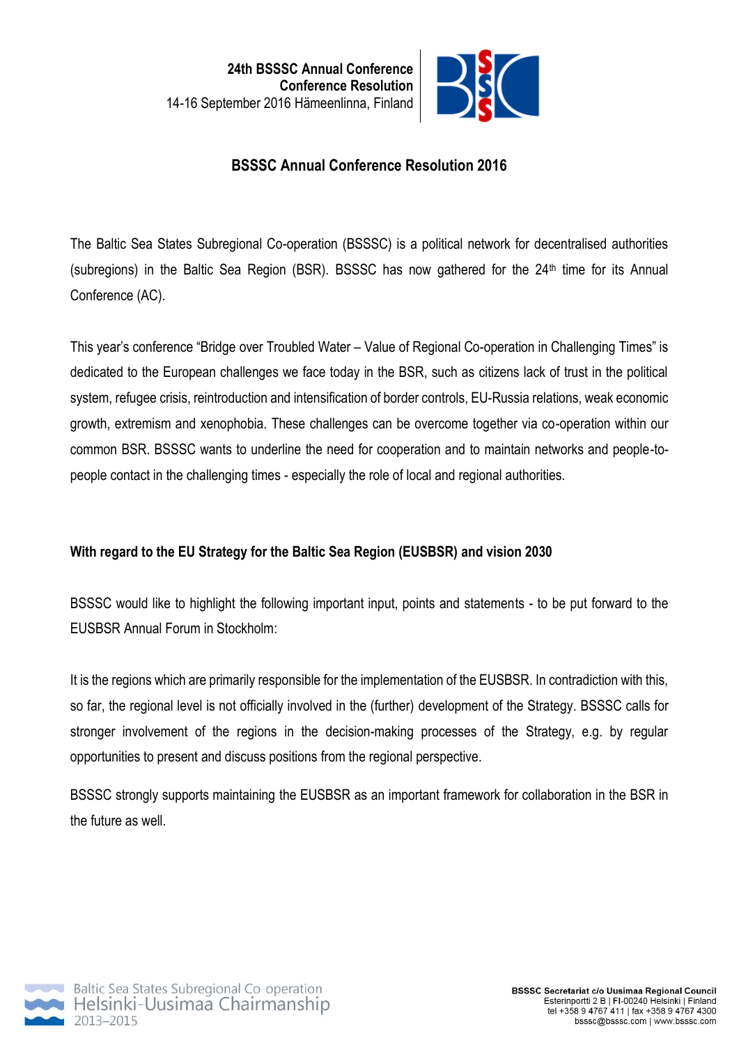**24th BSSSC Annual Conference**
**Conference Resolution**
14-16 September 2016 Hämeenlinna, Finland

# BSSSC Annual Conference Resolution 2016

The Baltic Sea States Subregional Co-operation (BSSSC) is a political network for decentralised authorities (subregions) in the Baltic Sea Region (BSR). BSSSC has now gathered for the 24th time for its Annual Conference (AC).

This year's conference "Bridge over Troubled Water – Value of Regional Co-operation in Challenging Times" is dedicated to the European challenges we face today in the BSR, such as citizens lack of trust in the political system, refugee crisis, reintroduction and intensification of border controls, EU-Russia relations, weak economic growth, extremism and xenophobia. These challenges can be overcome together via co-operation within our common BSR. BSSSC wants to underline the need for cooperation and to maintain networks and people-to-people contact in the challenging times - especially the role of local and regional authorities.

## With regard to the EU Strategy for the Baltic Sea Region (EUSBSR) and vision 2030

BSSSC would like to highlight the following important input, points and statements - to be put forward to the EUSBSR Annual Forum in Stockholm:

It is the regions which are primarily responsible for the implementation of the EUSBSR. In contradiction with this, so far, the regional level is not officially involved in the (further) development of the Strategy. BSSSC calls for stronger involvement of the regions in the decision-making processes of the Strategy, e.g. by regular opportunities to present and discuss positions from the regional perspective.

BSSSC strongly supports maintaining the EUSBSR as an important framework for collaboration in the BSR in the future as well.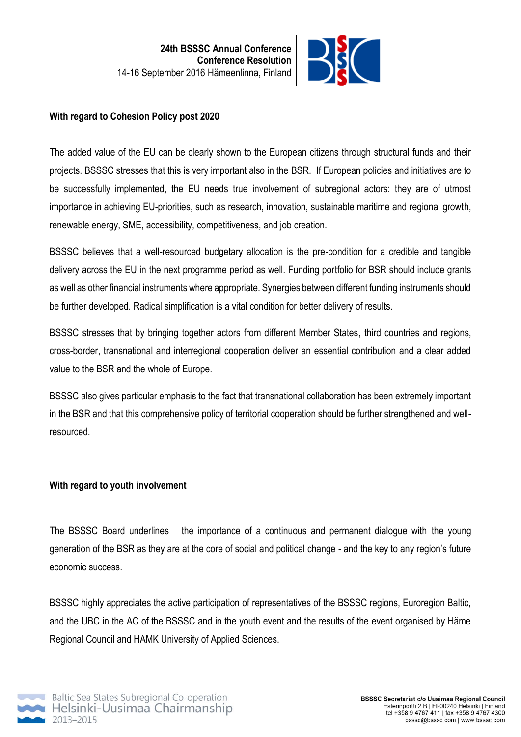## With regard to Cohesion Policy post 2020

The added value of the EU can be clearly shown to the European citizens through structural funds and their projects. BSSSC stresses that this is very important also in the BSR. If European policies and initiatives are to be successfully implemented, the EU needs true involvement of subregional actors: they are of utmost importance in achieving EU-priorities, such as research, innovation, sustainable maritime and regional growth, renewable energy, SME, accessibility, competitiveness, and job creation.

BSSSC believes that a well-resourced budgetary allocation is the pre-condition for a credible and tangible delivery across the EU in the next programme period as well. Funding portfolio for BSR should include grants as well as other financial instruments where appropriate. Synergies between different funding instruments should be further developed. Radical simplification is a vital condition for better delivery of results.

BSSSC stresses that by bringing together actors from different Member States, third countries and regions, cross-border, transnational and interregional cooperation deliver an essential contribution and a clear added value to the BSR and the whole of Europe.

BSSSC also gives particular emphasis to the fact that transnational collaboration has been extremely important in the BSR and that this comprehensive policy of territorial cooperation should be further strengthened and well-resourced.

## With regard to youth involvement

The BSSSC Board underlines the importance of a continuous and permanent dialogue with the young generation of the BSR as they are at the core of social and political change - and the key to any region's future economic success.

BSSSC highly appreciates the active participation of representatives of the BSSSC regions, Euroregion Baltic, and the UBC in the AC of the BSSSC and in the youth event and the results of the event organised by Häme Regional Council and HAMK University of Applied Sciences.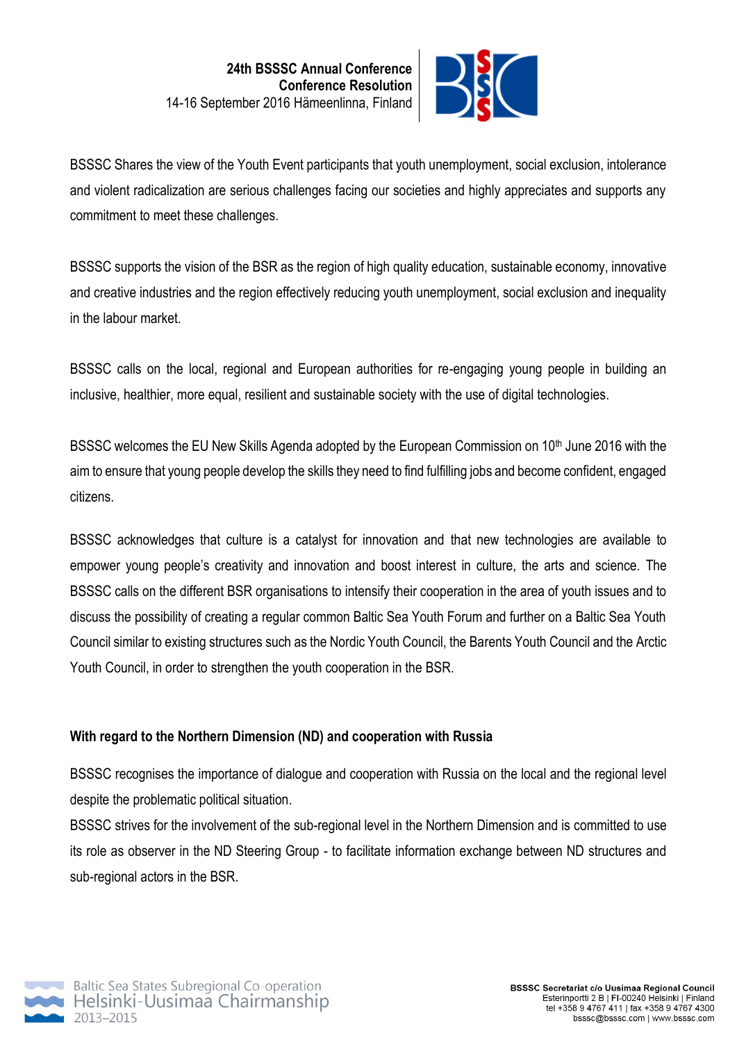BSSSC Shares the view of the Youth Event participants that youth unemployment, social exclusion, intolerance and violent radicalization are serious challenges facing our societies and highly appreciates and supports any commitment to meet these challenges.

BSSSC supports the vision of the BSR as the region of high quality education, sustainable economy, innovative and creative industries and the region effectively reducing youth unemployment, social exclusion and inequality in the labour market.

BSSSC calls on the local, regional and European authorities for re-engaging young people in building an inclusive, healthier, more equal, resilient and sustainable society with the use of digital technologies.

BSSSC welcomes the EU New Skills Agenda adopted by the European Commission on 10th June 2016 with the aim to ensure that young people develop the skills they need to find fulfilling jobs and become confident, engaged citizens.

BSSSC acknowledges that culture is a catalyst for innovation and that new technologies are available to empower young people's creativity and innovation and boost interest in culture, the arts and science. The BSSSC calls on the different BSR organisations to intensify their cooperation in the area of youth issues and to discuss the possibility of creating a regular common Baltic Sea Youth Forum and further on a Baltic Sea Youth Council similar to existing structures such as the Nordic Youth Council, the Barents Youth Council and the Arctic Youth Council, in order to strengthen the youth cooperation in the BSR.

**With regard to the Northern Dimension (ND) and cooperation with Russia**

BSSSC recognises the importance of dialogue and cooperation with Russia on the local and the regional level despite the problematic political situation.

BSSSC strives for the involvement of the sub-regional level in the Northern Dimension and is committed to use its role as observer in the ND Steering Group - to facilitate information exchange between ND structures and sub-regional actors in the BSR.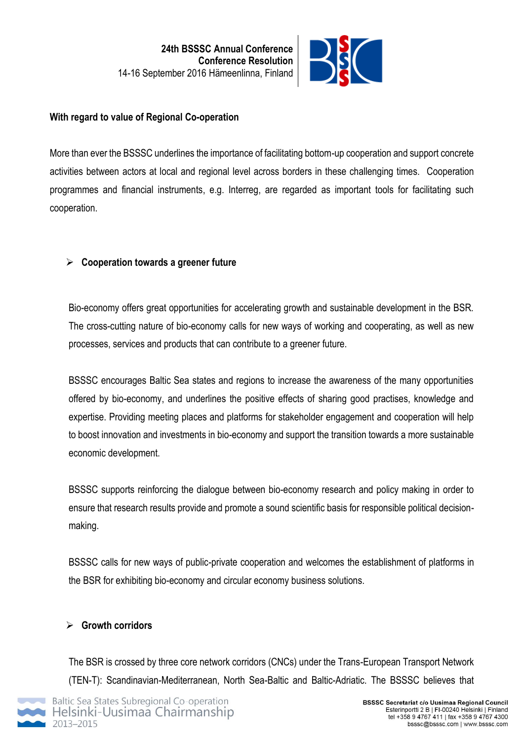## With regard to value of Regional Co-operation

More than ever the BSSSC underlines the importance of facilitating bottom-up cooperation and support concrete activities between actors at local and regional level across borders in these challenging times. Cooperation programmes and financial instruments, e.g. Interreg, are regarded as important tools for facilitating such cooperation.

### Cooperation towards a greener future

Bio-economy offers great opportunities for accelerating growth and sustainable development in the BSR. The cross-cutting nature of bio-economy calls for new ways of working and cooperating, as well as new processes, services and products that can contribute to a greener future.

BSSSC encourages Baltic Sea states and regions to increase the awareness of the many opportunities offered by bio-economy, and underlines the positive effects of sharing good practises, knowledge and expertise. Providing meeting places and platforms for stakeholder engagement and cooperation will help to boost innovation and investments in bio-economy and support the transition towards a more sustainable economic development.

BSSSC supports reinforcing the dialogue between bio-economy research and policy making in order to ensure that research results provide and promote a sound scientific basis for responsible political decision-making.

BSSSC calls for new ways of public-private cooperation and welcomes the establishment of platforms in the BSR for exhibiting bio-economy and circular economy business solutions.

### Growth corridors

The BSR is crossed by three core network corridors (CNCs) under the Trans-European Transport Network (TEN-T): Scandinavian-Mediterranean, North Sea-Baltic and Baltic-Adriatic. The BSSSC believes that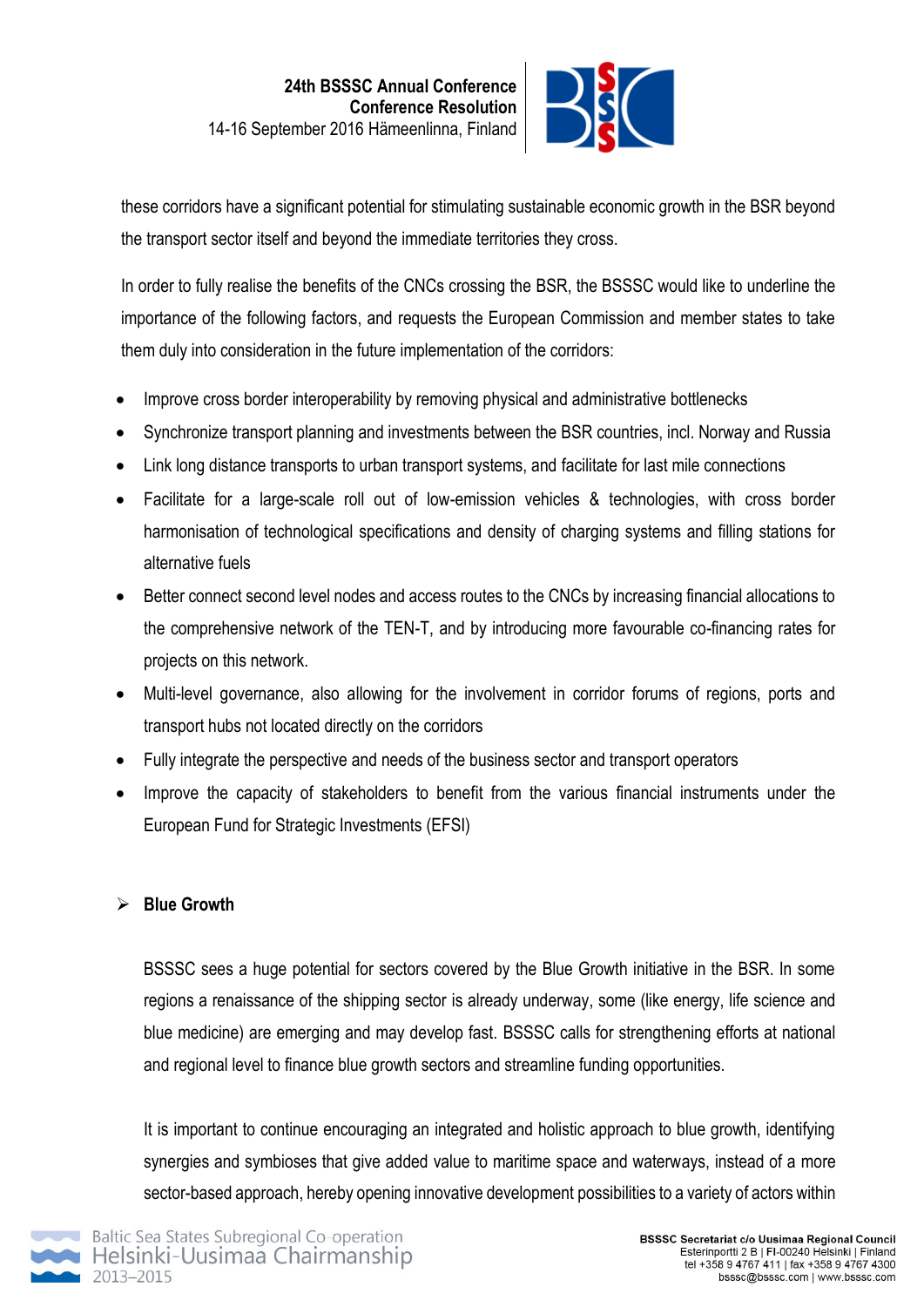these corridors have a significant potential for stimulating sustainable economic growth in the BSR beyond the transport sector itself and beyond the immediate territories they cross.

In order to fully realise the benefits of the CNCs crossing the BSR, the BSSSC would like to underline the importance of the following factors, and requests the European Commission and member states to take them duly into consideration in the future implementation of the corridors:

- Improve cross border interoperability by removing physical and administrative bottlenecks
- Synchronize transport planning and investments between the BSR countries, incl. Norway and Russia
- Link long distance transports to urban transport systems, and facilitate for last mile connections
- Facilitate for a large-scale roll out of low-emission vehicles & technologies, with cross border harmonisation of technological specifications and density of charging systems and filling stations for alternative fuels
- Better connect second level nodes and access routes to the CNCs by increasing financial allocations to the comprehensive network of the TEN-T, and by introducing more favourable co-financing rates for projects on this network.
- Multi-level governance, also allowing for the involvement in corridor forums of regions, ports and transport hubs not located directly on the corridors
- Fully integrate the perspective and needs of the business sector and transport operators
- Improve the capacity of stakeholders to benefit from the various financial instruments under the European Fund for Strategic Investments (EFSI)

### Blue Growth

BSSSC sees a huge potential for sectors covered by the Blue Growth initiative in the BSR. In some regions a renaissance of the shipping sector is already underway, some (like energy, life science and blue medicine) are emerging and may develop fast. BSSSC calls for strengthening efforts at national and regional level to finance blue growth sectors and streamline funding opportunities.

It is important to continue encouraging an integrated and holistic approach to blue growth, identifying synergies and symbioses that give added value to maritime space and waterways, instead of a more sector-based approach, hereby opening innovative development possibilities to a variety of actors within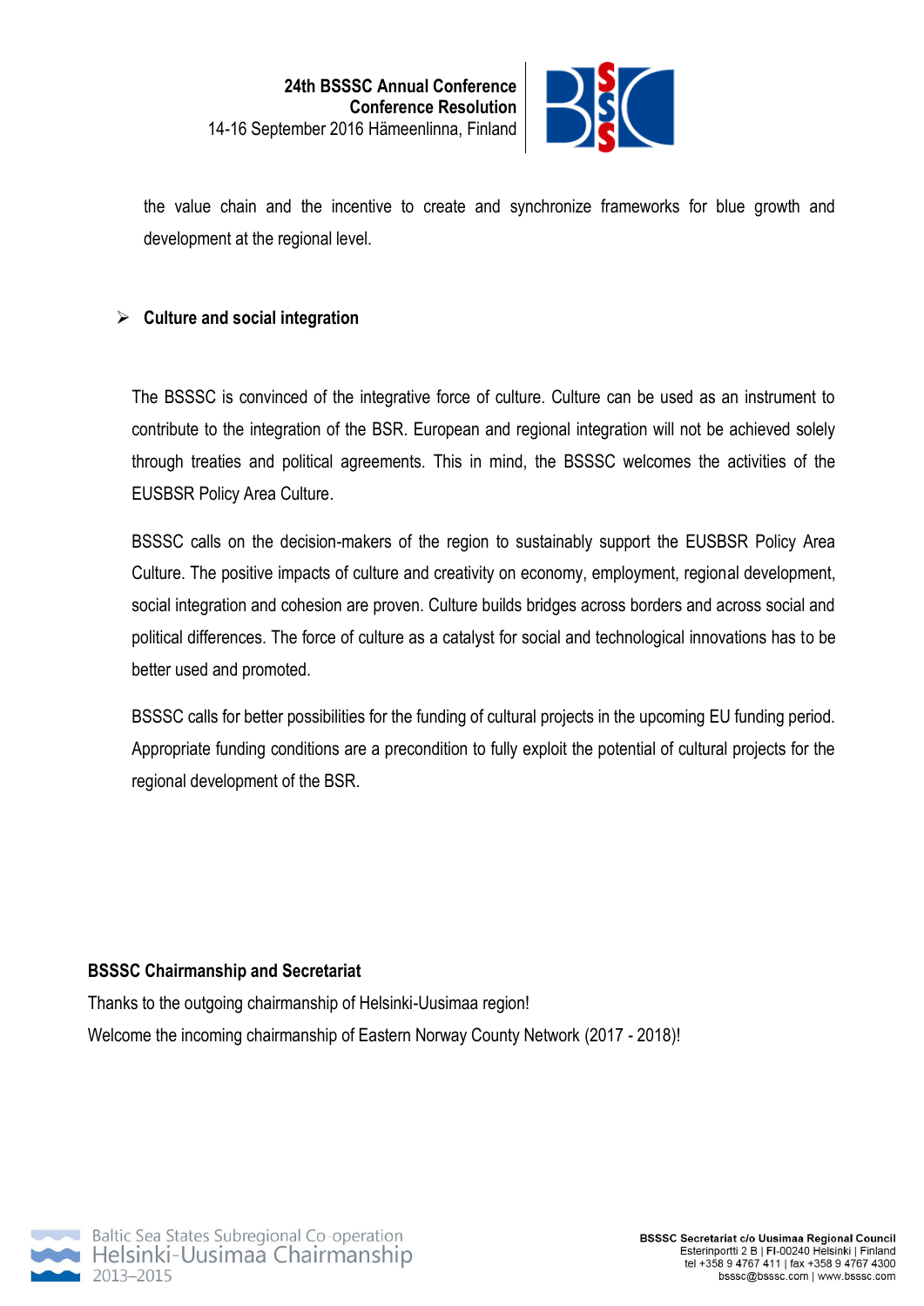the value chain and the incentive to create and synchronize frameworks for blue growth and development at the regional level.

- **Culture and social integration**

The BSSSC is convinced of the integrative force of culture. Culture can be used as an instrument to contribute to the integration of the BSR. European and regional integration will not be achieved solely through treaties and political agreements. This in mind, the BSSSC welcomes the activities of the EUSBSR Policy Area Culture.

BSSSC calls on the decision-makers of the region to sustainably support the EUSBSR Policy Area Culture. The positive impacts of culture and creativity on economy, employment, regional development, social integration and cohesion are proven. Culture builds bridges across borders and across social and political differences. The force of culture as a catalyst for social and technological innovations has to be better used and promoted.

BSSSC calls for better possibilities for the funding of cultural projects in the upcoming EU funding period. Appropriate funding conditions are a precondition to fully exploit the potential of cultural projects for the regional development of the BSR.

**BSSSC Chairmanship and Secretariat**

Thanks to the outgoing chairmanship of Helsinki-Uusimaa region!

Welcome the incoming chairmanship of Eastern Norway County Network (2017 - 2018)!